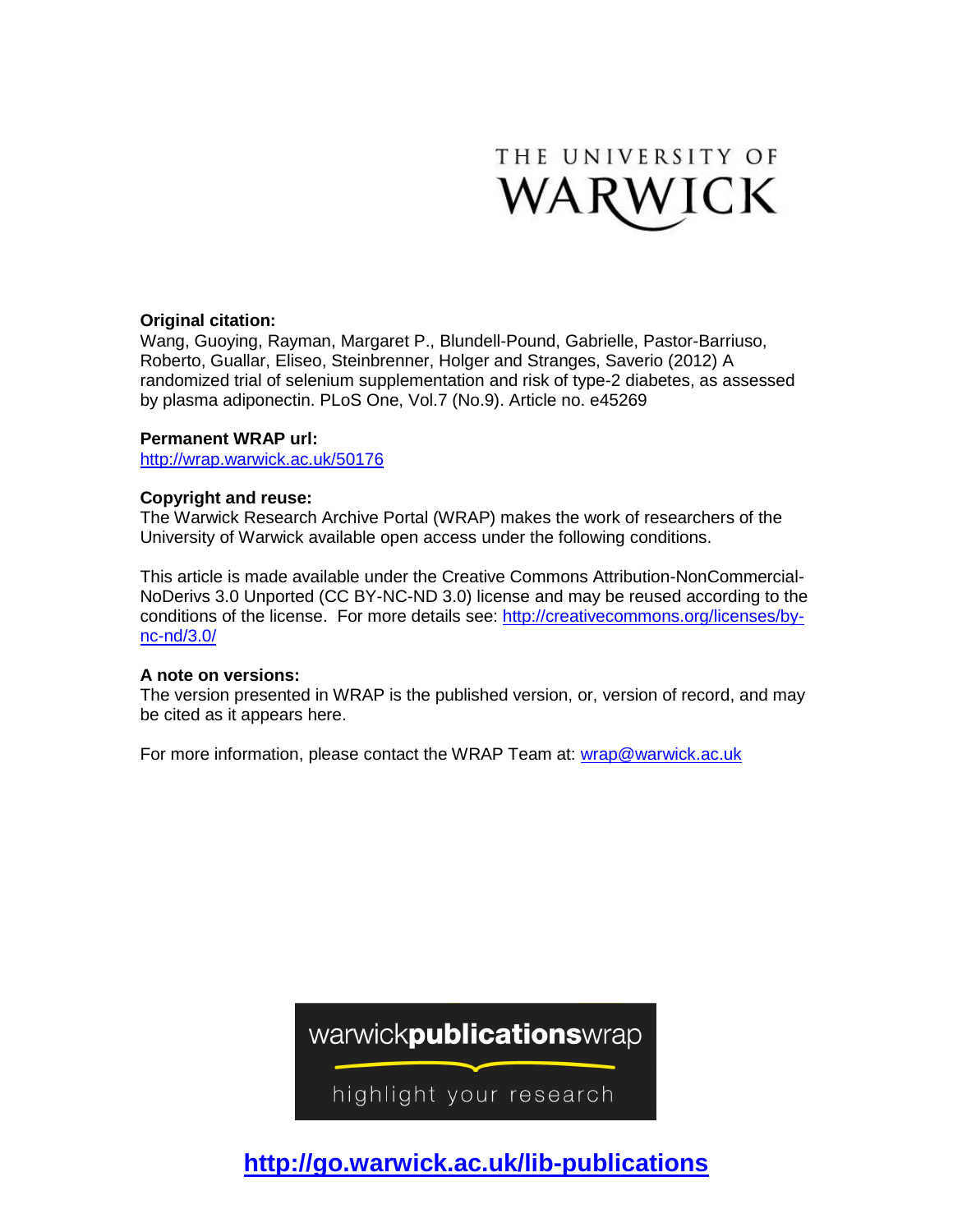THE UNIVERSITY OF WARWICK

**Original citation:**
Wang, Guoying, Rayman, Margaret P., Blundell-Pound, Gabrielle, Pastor-Barriuso, Roberto, Guallar, Eliseo, Steinbrenner, Holger and Stranges, Saverio (2012) A randomized trial of selenium supplementation and risk of type-2 diabetes, as assessed by plasma adiponectin. PLoS One, Vol.7 (No.9). Article no. e45269

**Permanent WRAP url:**
http://wrap.warwick.ac.uk/50176

**Copyright and reuse:**
The Warwick Research Archive Portal (WRAP) makes the work of researchers of the University of Warwick available open access under the following conditions.

This article is made available under the Creative Commons Attribution-NonCommercial-NoDerivs 3.0 Unported (CC BY-NC-ND 3.0) license and may be reused according to the conditions of the license. For more details see: http://creativecommons.org/licenses/by-nc-nd/3.0/

**A note on versions:**
The version presented in WRAP is the published version, or, version of record, and may be cited as it appears here.

For more information, please contact the WRAP Team at: wrap@warwick.ac.uk

warwick**publications**wrap

highlight your research

**http://go.warwick.ac.uk/lib-publications**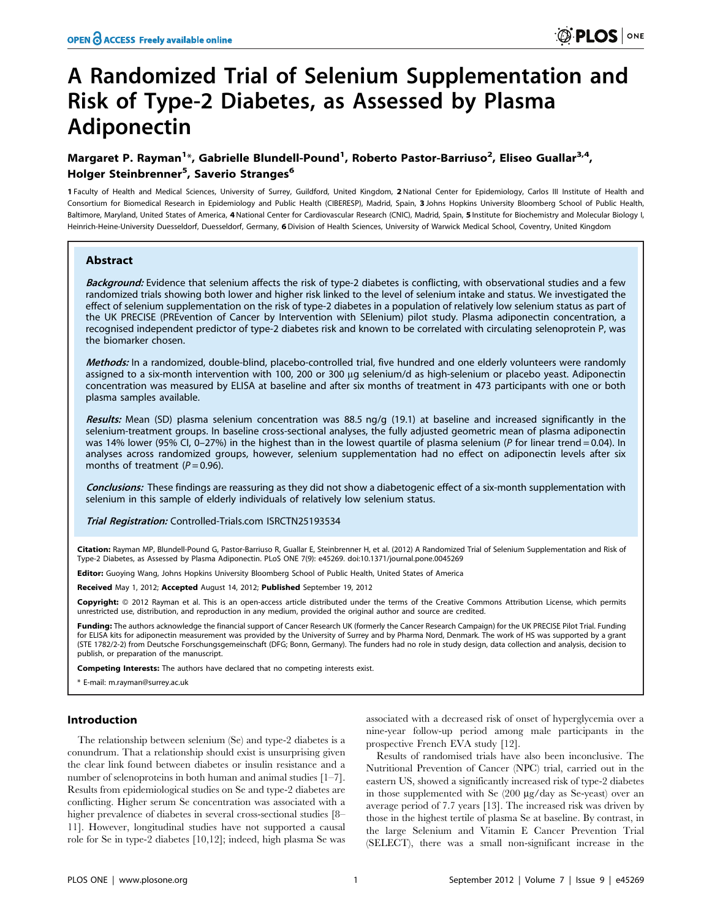# A Randomized Trial of Selenium Supplementation and Risk of Type-2 Diabetes, as Assessed by Plasma Adiponectin

**Margaret P. Rayman[1]*, Gabrielle Blundell-Pound[1], Roberto Pastor-Barriuso[2], Eliseo Guallar[3,4], Holger Steinbrenner[5], Saverio Stranges[6]**

1 Faculty of Health and Medical Sciences, University of Surrey, Guildford, United Kingdom, 2 National Center for Epidemiology, Carlos III Institute of Health and Consortium for Biomedical Research in Epidemiology and Public Health (CIBERESP), Madrid, Spain, 3 Johns Hopkins University Bloomberg School of Public Health, Baltimore, Maryland, United States of America, 4 National Center for Cardiovascular Research (CNIC), Madrid, Spain, 5 Institute for Biochemistry and Molecular Biology I, Heinrich-Heine-University Duesseldorf, Duesseldorf, Germany, 6 Division of Health Sciences, University of Warwick Medical School, Coventry, United Kingdom

## Abstract

***Background:*** Evidence that selenium affects the risk of type-2 diabetes is conflicting, with observational studies and a few randomized trials showing both lower and higher risk linked to the level of selenium intake and status. We investigated the effect of selenium supplementation on the risk of type-2 diabetes in a population of relatively low selenium status as part of the UK PRECISE (PREvention of Cancer by Intervention with SElenium) pilot study. Plasma adiponectin concentration, a recognised independent predictor of type-2 diabetes risk and known to be correlated with circulating selenoprotein P, was the biomarker chosen.

***Methods:*** In a randomized, double-blind, placebo-controlled trial, five hundred and one elderly volunteers were randomly assigned to a six-month intervention with 100, 200 or 300 µg selenium/d as high-selenium or placebo yeast. Adiponectin concentration was measured by ELISA at baseline and after six months of treatment in 473 participants with one or both plasma samples available.

***Results:*** Mean (SD) plasma selenium concentration was 88.5 ng/g (19.1) at baseline and increased significantly in the selenium-treatment groups. In baseline cross-sectional analyses, the fully adjusted geometric mean of plasma adiponectin was 14% lower (95% CI, 0–27%) in the highest than in the lowest quartile of plasma selenium (*P* for linear trend = 0.04). In analyses across randomized groups, however, selenium supplementation had no effect on adiponectin levels after six months of treatment (*P* = 0.96).

***Conclusions:*** These findings are reassuring as they did not show a diabetogenic effect of a six-month supplementation with selenium in this sample of elderly individuals of relatively low selenium status.

***Trial Registration:*** Controlled-Trials.com ISRCTN25193534

**Citation:** Rayman MP, Blundell-Pound G, Pastor-Barriuso R, Guallar E, Steinbrenner H, et al. (2012) A Randomized Trial of Selenium Supplementation and Risk of Type-2 Diabetes, as Assessed by Plasma Adiponectin. PLoS ONE 7(9): e45269. doi:10.1371/journal.pone.0045269

**Editor:** Guoying Wang, Johns Hopkins University Bloomberg School of Public Health, United States of America

**Received** May 1, 2012; **Accepted** August 14, 2012; **Published** September 19, 2012

**Copyright:** © 2012 Rayman et al. This is an open-access article distributed under the terms of the Creative Commons Attribution License, which permits unrestricted use, distribution, and reproduction in any medium, provided the original author and source are credited.

**Funding:** The authors acknowledge the financial support of Cancer Research UK (formerly the Cancer Research Campaign) for the UK PRECISE Pilot Trial. Funding for ELISA kits for adiponectin measurement was provided by the University of Surrey and by Pharma Nord, Denmark. The work of HS was supported by a grant (STE 1782/2-2) from Deutsche Forschungsgemeinschaft (DFG; Bonn, Germany). The funders had no role in study design, data collection and analysis, decision to publish, or preparation of the manuscript.

**Competing Interests:** The authors have declared that no competing interests exist.

\* E-mail: m.rayman@surrey.ac.uk

## Introduction

The relationship between selenium (Se) and type-2 diabetes is a conundrum. That a relationship should exist is unsurprising given the clear link found between diabetes or insulin resistance and a number of selenoproteins in both human and animal studies [1–7]. Results from epidemiological studies on Se and type-2 diabetes are conflicting. Higher serum Se concentration was associated with a higher prevalence of diabetes in several cross-sectional studies [8–11]. However, longitudinal studies have not supported a causal role for Se in type-2 diabetes [10,12]; indeed, high plasma Se was associated with a decreased risk of onset of hyperglycemia over a nine-year follow-up period among male participants in the prospective French EVA study [12].

Results of randomised trials have also been inconclusive. The Nutritional Prevention of Cancer (NPC) trial, carried out in the eastern US, showed a significantly increased risk of type-2 diabetes in those supplemented with Se (200 µg/day as Se-yeast) over an average period of 7.7 years [13]. The increased risk was driven by those in the highest tertile of plasma Se at baseline. By contrast, in the large Selenium and Vitamin E Cancer Prevention Trial (SELECT), there was a small non-significant increase in the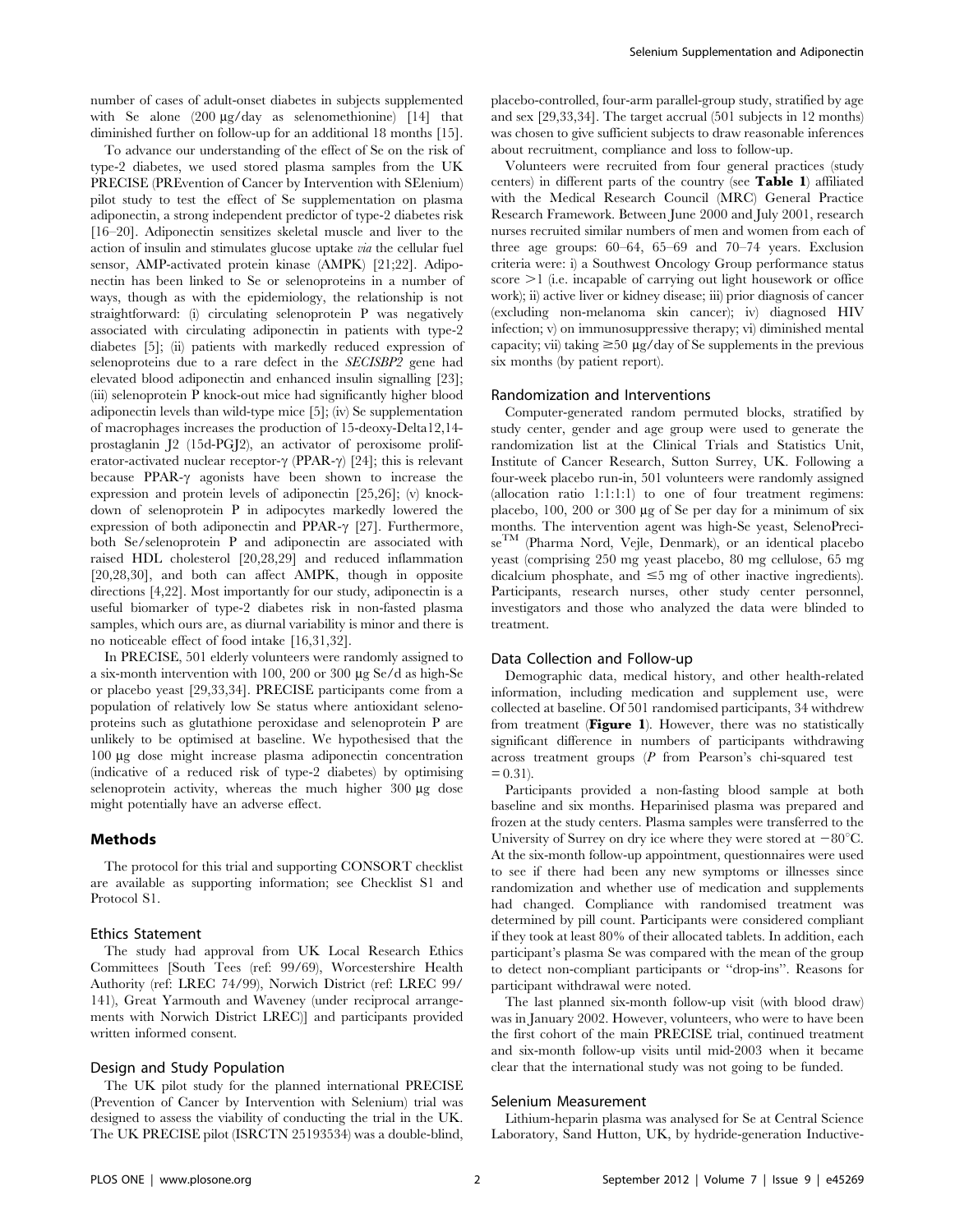number of cases of adult-onset diabetes in subjects supplemented with Se alone (200 μg/day as selenomethionine) [14] that diminished further on follow-up for an additional 18 months [15].

To advance our understanding of the effect of Se on the risk of type-2 diabetes, we used stored plasma samples from the UK PRECISE (PREvention of Cancer by Intervention with SElenium) pilot study to test the effect of Se supplementation on plasma adiponectin, a strong independent predictor of type-2 diabetes risk [16–20]. Adiponectin sensitizes skeletal muscle and liver to the action of insulin and stimulates glucose uptake *via* the cellular fuel sensor, AMP-activated protein kinase (AMPK) [21;22]. Adiponectin has been linked to Se or selenoproteins in a number of ways, though as with the epidemiology, the relationship is not straightforward: (i) circulating selenoprotein P was negatively associated with circulating adiponectin in patients with type-2 diabetes [5]; (ii) patients with markedly reduced expression of selenoproteins due to a rare defect in the *SECISBP2* gene had elevated blood adiponectin and enhanced insulin signalling [23]; (iii) selenoprotein P knock-out mice had significantly higher blood adiponectin levels than wild-type mice [5]; (iv) Se supplementation of macrophages increases the production of 15-deoxy-Delta12,14-prostaglanin J2 (15d-PGJ2), an activator of peroxisome proliferator-activated nuclear receptor-γ (PPAR-γ) [24]; this is relevant because PPAR-γ agonists have been shown to increase the expression and protein levels of adiponectin [25,26]; (v) knockdown of selenoprotein P in adipocytes markedly lowered the expression of both adiponectin and PPAR-γ [27]. Furthermore, both Se/selenoprotein P and adiponectin are associated with raised HDL cholesterol [20,28,29] and reduced inflammation [20,28,30], and both can affect AMPK, though in opposite directions [4,22]. Most importantly for our study, adiponectin is a useful biomarker of type-2 diabetes risk in non-fasted plasma samples, which ours are, as diurnal variability is minor and there is no noticeable effect of food intake [16,31,32].

In PRECISE, 501 elderly volunteers were randomly assigned to a six-month intervention with 100, 200 or 300 μg Se/d as high-Se or placebo yeast [29,33,34]. PRECISE participants come from a population of relatively low Se status where antioxidant selenoproteins such as glutathione peroxidase and selenoprotein P are unlikely to be optimised at baseline. We hypothesised that the 100 μg dose might increase plasma adiponectin concentration (indicative of a reduced risk of type-2 diabetes) by optimising selenoprotein activity, whereas the much higher 300 μg dose might potentially have an adverse effect.

## Methods

The protocol for this trial and supporting CONSORT checklist are available as supporting information; see Checklist S1 and Protocol S1.

### Ethics Statement

The study had approval from UK Local Research Ethics Committees [South Tees (ref: 99/69), Worcestershire Health Authority (ref: LREC 74/99), Norwich District (ref: LREC 99/141), Great Yarmouth and Waveney (under reciprocal arrangements with Norwich District LREC)] and participants provided written informed consent.

### Design and Study Population

The UK pilot study for the planned international PRECISE (Prevention of Cancer by Intervention with Selenium) trial was designed to assess the viability of conducting the trial in the UK. The UK PRECISE pilot (ISRCTN 25193534) was a double-blind, placebo-controlled, four-arm parallel-group study, stratified by age and sex [29,33,34]. The target accrual (501 subjects in 12 months) was chosen to give sufficient subjects to draw reasonable inferences about recruitment, compliance and loss to follow-up.

Volunteers were recruited from four general practices (study centers) in different parts of the country (see **Table 1**) affiliated with the Medical Research Council (MRC) General Practice Research Framework. Between June 2000 and July 2001, research nurses recruited similar numbers of men and women from each of three age groups: 60–64, 65–69 and 70–74 years. Exclusion criteria were: i) a Southwest Oncology Group performance status score >1 (i.e. incapable of carrying out light housework or office work); ii) active liver or kidney disease; iii) prior diagnosis of cancer (excluding non-melanoma skin cancer); iv) diagnosed HIV infection; v) on immunosuppressive therapy; vi) diminished mental capacity; vii) taking ≥50 μg/day of Se supplements in the previous six months (by patient report).

### Randomization and Interventions

Computer-generated random permuted blocks, stratified by study center, gender and age group were used to generate the randomization list at the Clinical Trials and Statistics Unit, Institute of Cancer Research, Sutton Surrey, UK. Following a four-week placebo run-in, 501 volunteers were randomly assigned (allocation ratio 1:1:1:1) to one of four treatment regimens: placebo, 100, 200 or 300 μg of Se per day for a minimum of six months. The intervention agent was high-Se yeast, SelenoPrecise$^{TM}$ (Pharma Nord, Vejle, Denmark), or an identical placebo yeast (comprising 250 mg yeast placebo, 80 mg cellulose, 65 mg dicalcium phosphate, and ≤5 mg of other inactive ingredients). Participants, research nurses, other study center personnel, investigators and those who analyzed the data were blinded to treatment.

### Data Collection and Follow-up

Demographic data, medical history, and other health-related information, including medication and supplement use, were collected at baseline. Of 501 randomised participants, 34 withdrew from treatment (**Figure 1**). However, there was no statistically significant difference in numbers of participants withdrawing across treatment groups ($P$ from Pearson's chi-squared test $= 0.31$).

Participants provided a non-fasting blood sample at both baseline and six months. Heparinised plasma was prepared and frozen at the study centers. Plasma samples were transferred to the University of Surrey on dry ice where they were stored at −80°C. At the six-month follow-up appointment, questionnaires were used to see if there had been any new symptoms or illnesses since randomization and whether use of medication and supplements had changed. Compliance with randomised treatment was determined by pill count. Participants were considered compliant if they took at least 80% of their allocated tablets. In addition, each participant's plasma Se was compared with the mean of the group to detect non-compliant participants or "drop-ins". Reasons for participant withdrawal were noted.

The last planned six-month follow-up visit (with blood draw) was in January 2002. However, volunteers, who were to have been the first cohort of the main PRECISE trial, continued treatment and six-month follow-up visits until mid-2003 when it became clear that the international study was not going to be funded.

### Selenium Measurement

Lithium-heparin plasma was analysed for Se at Central Science Laboratory, Sand Hutton, UK, by hydride-generation Inductive-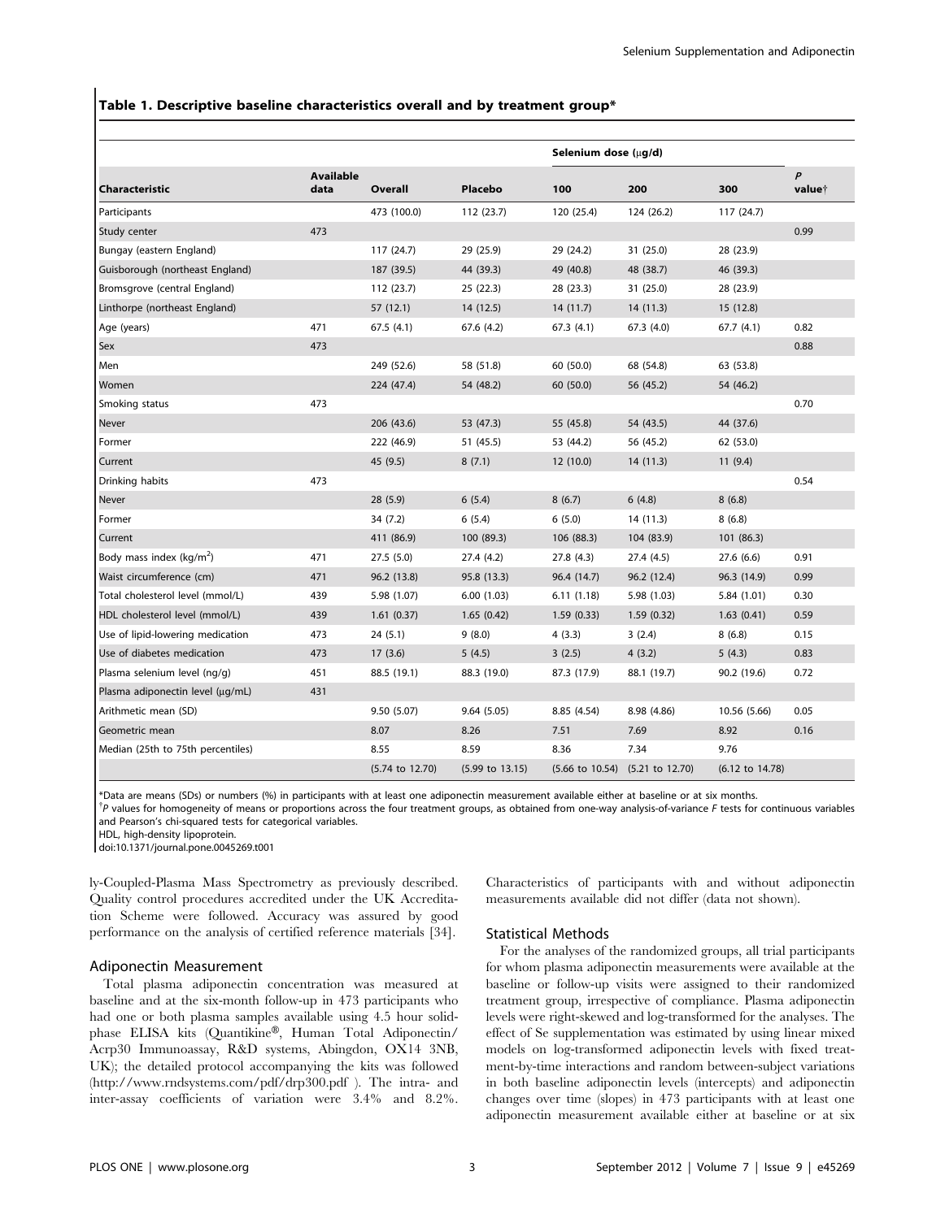### Table 1. Descriptive baseline characteristics overall and by treatment group*

| Characteristic | Available data | Overall | Placebo | Selenium dose (μg/d) | | | *P* value† |
|---|---|---|---|---|---|---|---|
| | | | | 100 | 200 | 300 | |
| Participants | | 473 (100.0) | 112 (23.7) | 120 (25.4) | 124 (26.2) | 117 (24.7) | |
| Study center | 473 | | | | | | 0.99 |
| Bungay (eastern England) | | 117 (24.7) | 29 (25.9) | 29 (24.2) | 31 (25.0) | 28 (23.9) | |
| Guisborough (northeast England) | | 187 (39.5) | 44 (39.3) | 49 (40.8) | 48 (38.7) | 46 (39.3) | |
| Bromsgrove (central England) | | 112 (23.7) | 25 (22.3) | 28 (23.3) | 31 (25.0) | 28 (23.9) | |
| Linthorpe (northeast England) | | 57 (12.1) | 14 (12.5) | 14 (11.7) | 14 (11.3) | 15 (12.8) | |
| Age (years) | 471 | 67.5 (4.1) | 67.6 (4.2) | 67.3 (4.1) | 67.3 (4.0) | 67.7 (4.1) | 0.82 |
| Sex | 473 | | | | | | 0.88 |
| Men | | 249 (52.6) | 58 (51.8) | 60 (50.0) | 68 (54.8) | 63 (53.8) | |
| Women | | 224 (47.4) | 54 (48.2) | 60 (50.0) | 56 (45.2) | 54 (46.2) | |
| Smoking status | 473 | | | | | | 0.70 |
| Never | | 206 (43.6) | 53 (47.3) | 55 (45.8) | 54 (43.5) | 44 (37.6) | |
| Former | | 222 (46.9) | 51 (45.5) | 53 (44.2) | 56 (45.2) | 62 (53.0) | |
| Current | | 45 (9.5) | 8 (7.1) | 12 (10.0) | 14 (11.3) | 11 (9.4) | |
| Drinking habits | 473 | | | | | | 0.54 |
| Never | | 28 (5.9) | 6 (5.4) | 8 (6.7) | 6 (4.8) | 8 (6.8) | |
| Former | | 34 (7.2) | 6 (5.4) | 6 (5.0) | 14 (11.3) | 8 (6.8) | |
| Current | | 411 (86.9) | 100 (89.3) | 106 (88.3) | 104 (83.9) | 101 (86.3) | |
| Body mass index (kg/m$^2$) | 471 | 27.5 (5.0) | 27.4 (4.2) | 27.8 (4.3) | 27.4 (4.5) | 27.6 (6.6) | 0.91 |
| Waist circumference (cm) | 471 | 96.2 (13.8) | 95.8 (13.3) | 96.4 (14.7) | 96.2 (12.4) | 96.3 (14.9) | 0.99 |
| Total cholesterol level (mmol/L) | 439 | 5.98 (1.07) | 6.00 (1.03) | 6.11 (1.18) | 5.98 (1.03) | 5.84 (1.01) | 0.30 |
| HDL cholesterol level (mmol/L) | 439 | 1.61 (0.37) | 1.65 (0.42) | 1.59 (0.33) | 1.59 (0.32) | 1.63 (0.41) | 0.59 |
| Use of lipid-lowering medication | 473 | 24 (5.1) | 9 (8.0) | 4 (3.3) | 3 (2.4) | 8 (6.8) | 0.15 |
| Use of diabetes medication | 473 | 17 (3.6) | 5 (4.5) | 3 (2.5) | 4 (3.2) | 5 (4.3) | 0.83 |
| Plasma selenium level (ng/g) | 451 | 88.5 (19.1) | 88.3 (19.0) | 87.3 (17.9) | 88.1 (19.7) | 90.2 (19.6) | 0.72 |
| Plasma adiponectin level (μg/mL) | 431 | | | | | | |
| Arithmetic mean (SD) | | 9.50 (5.07) | 9.64 (5.05) | 8.85 (4.54) | 8.98 (4.86) | 10.56 (5.66) | 0.05 |
| Geometric mean | | 8.07 | 8.26 | 7.51 | 7.69 | 8.92 | 0.16 |
| Median (25th to 75th percentiles) | | 8.55 | 8.59 | 8.36 | 7.34 | 9.76 | |
| | | (5.74 to 12.70) | (5.99 to 13.15) | (5.66 to 10.54) | (5.21 to 12.70) | (6.12 to 14.78) | |

*Data are means (SDs) or numbers (%) in participants with at least one adiponectin measurement available either at baseline or at six months.

†*P* values for homogeneity of means or proportions across the four treatment groups, as obtained from one-way analysis-of-variance *F* tests for continuous variables and Pearson's chi-squared tests for categorical variables.

HDL, high-density lipoprotein.

doi:10.1371/journal.pone.0045269.t001

ly-Coupled-Plasma Mass Spectrometry as previously described. Quality control procedures accredited under the UK Accreditation Scheme were followed. Accuracy was assured by good performance on the analysis of certified reference materials [34].

### Adiponectin Measurement

Total plasma adiponectin concentration was measured at baseline and at the six-month follow-up in 473 participants who had one or both plasma samples available using 4.5 hour solid-phase ELISA kits (Quantikine®, Human Total Adiponectin/Acrp30 Immunoassay, R&D systems, Abingdon, OX14 3NB, UK); the detailed protocol accompanying the kits was followed (http://www.rndsystems.com/pdf/drp300.pdf ). The intra- and inter-assay coefficients of variation were 3.4% and 8.2%. Characteristics of participants with and without adiponectin measurements available did not differ (data not shown).

### Statistical Methods

For the analyses of the randomized groups, all trial participants for whom plasma adiponectin measurements were available at the baseline or follow-up visits were assigned to their randomized treatment group, irrespective of compliance. Plasma adiponectin levels were right-skewed and log-transformed for the analyses. The effect of Se supplementation was estimated by using linear mixed models on log-transformed adiponectin levels with fixed treatment-by-time interactions and random between-subject variations in both baseline adiponectin levels (intercepts) and adiponectin changes over time (slopes) in 473 participants with at least one adiponectin measurement available either at baseline or at six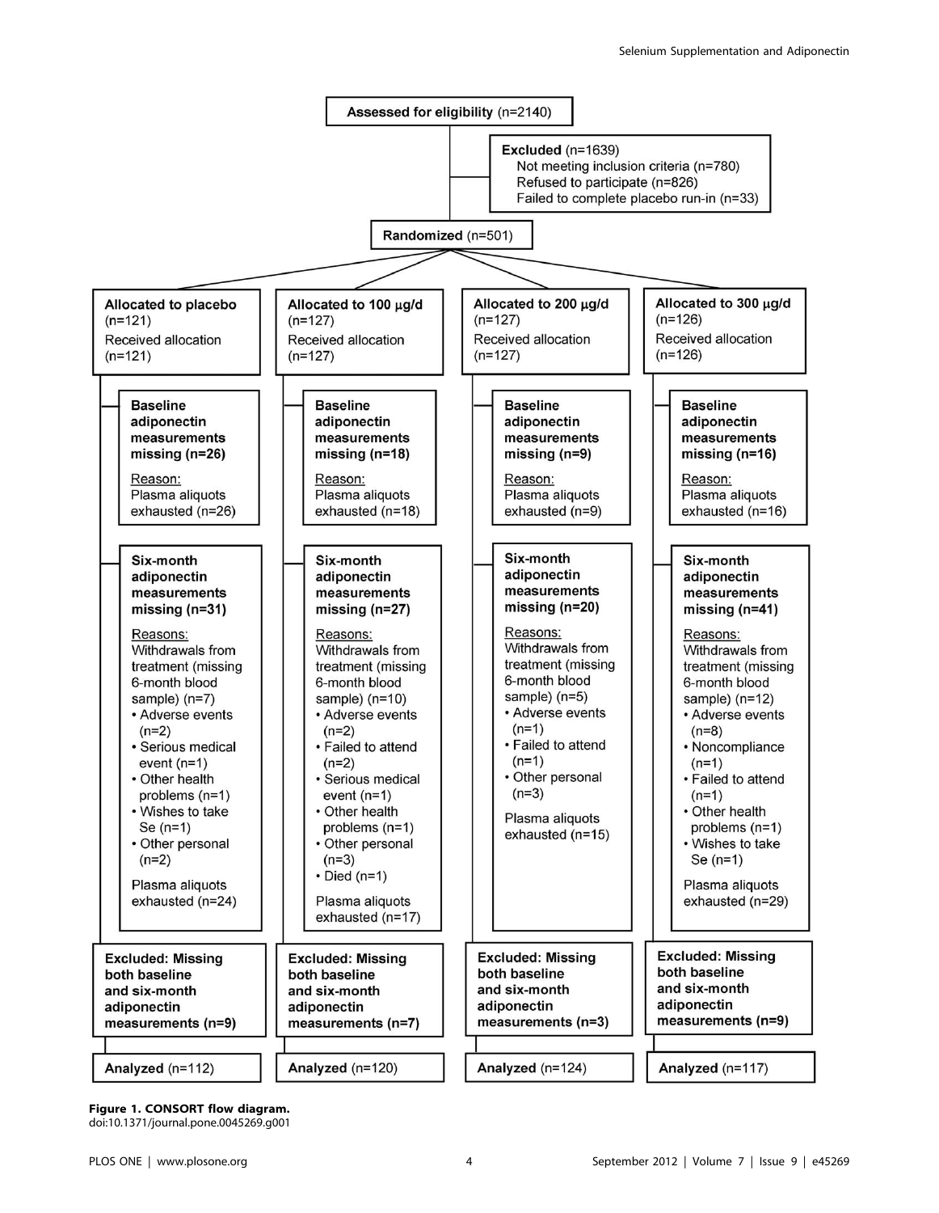Assessed for eligibility (n=2140)

Excluded (n=1639)
- Not meeting inclusion criteria (n=780)
- Refused to participate (n=826)
- Failed to complete placebo run-in (n=33)

Randomized (n=501)

| Allocated to placebo (n=121) Received allocation (n=121) | Allocated to 100 μg/d (n=127) Received allocation (n=127) | Allocated to 200 μg/d (n=127) Received allocation (n=127) | Allocated to 300 μg/d (n=126) Received allocation (n=126) |
|---|---|---|---|
| **Baseline adiponectin measurements missing (n=26)** Reason: Plasma aliquots exhausted (n=26) | **Baseline adiponectin measurements missing (n=18)** Reason: Plasma aliquots exhausted (n=18) | **Baseline adiponectin measurements missing (n=9)** Reason: Plasma aliquots exhausted (n=9) | **Baseline adiponectin measurements missing (n=16)** Reason: Plasma aliquots exhausted (n=16) |
| **Six-month adiponectin measurements missing (n=31)** Reasons: Withdrawals from treatment (missing 6-month blood sample) (n=7) • Adverse events (n=2) • Serious medical event (n=1) • Other health problems (n=1) • Wishes to take Se (n=1) • Other personal (n=2) Plasma aliquots exhausted (n=24) | **Six-month adiponectin measurements missing (n=27)** Reasons: Withdrawals from treatment (missing 6-month blood sample) (n=10) • Adverse events (n=2) • Failed to attend (n=2) • Serious medical event (n=1) • Other health problems (n=1) • Other personal (n=3) • Died (n=1) Plasma aliquots exhausted (n=17) | **Six-month adiponectin measurements missing (n=20)** Reasons: Withdrawals from treatment (missing 6-month blood sample) (n=5) • Adverse events (n=1) • Failed to attend (n=1) • Other personal (n=3) Plasma aliquots exhausted (n=15) | **Six-month adiponectin measurements missing (n=41)** Reasons: Withdrawals from treatment (missing 6-month blood sample) (n=12) • Adverse events (n=8) • Noncompliance (n=1) • Failed to attend (n=1) • Other health problems (n=1) • Wishes to take Se (n=1) Plasma aliquots exhausted (n=29) |
| **Excluded: Missing both baseline and six-month adiponectin measurements (n=9)** | **Excluded: Missing both baseline and six-month adiponectin measurements (n=7)** | **Excluded: Missing both baseline and six-month adiponectin measurements (n=3)** | **Excluded: Missing both baseline and six-month adiponectin measurements (n=9)** |
| **Analyzed** (n=112) | **Analyzed** (n=120) | **Analyzed** (n=124) | **Analyzed** (n=117) |

**Figure 1. CONSORT flow diagram.**
doi:10.1371/journal.pone.0045269.g001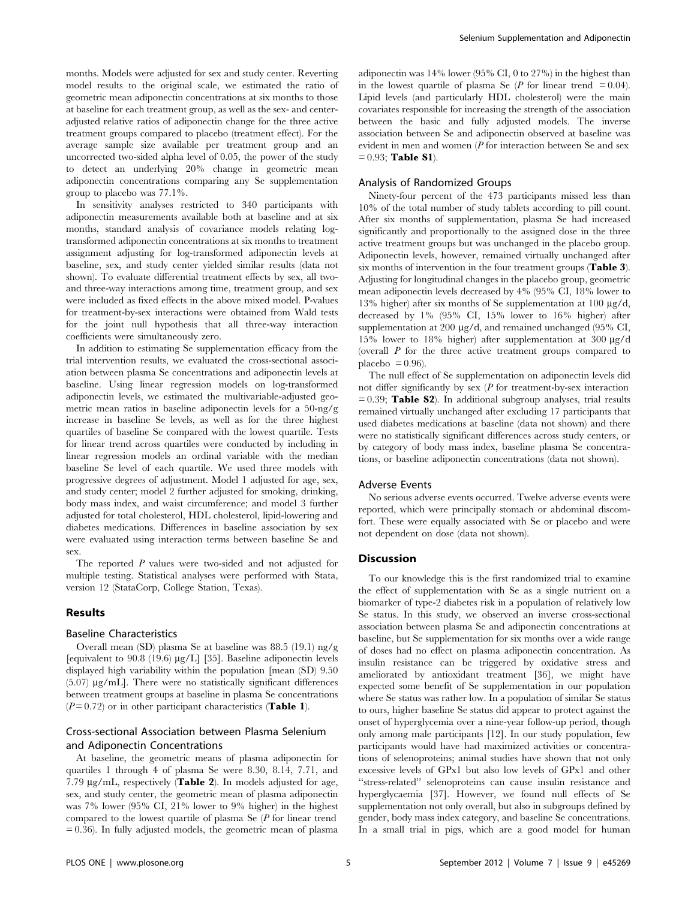months. Models were adjusted for sex and study center. Reverting model results to the original scale, we estimated the ratio of geometric mean adiponectin concentrations at six months to those at baseline for each treatment group, as well as the sex- and center-adjusted relative ratios of adiponectin change for the three active treatment groups compared to placebo (treatment effect). For the average sample size available per treatment group and an uncorrected two-sided alpha level of 0.05, the power of the study to detect an underlying 20% change in geometric mean adiponectin concentrations comparing any Se supplementation group to placebo was 77.1%.

In sensitivity analyses restricted to 340 participants with adiponectin measurements available both at baseline and at six months, standard analysis of covariance models relating log-transformed adiponectin concentrations at six months to treatment assignment adjusting for log-transformed adiponectin levels at baseline, sex, and study center yielded similar results (data not shown). To evaluate differential treatment effects by sex, all two- and three-way interactions among time, treatment group, and sex were included as fixed effects in the above mixed model. P-values for treatment-by-sex interactions were obtained from Wald tests for the joint null hypothesis that all three-way interaction coefficients were simultaneously zero.

In addition to estimating Se supplementation efficacy from the trial intervention results, we evaluated the cross-sectional association between plasma Se concentrations and adiponectin levels at baseline. Using linear regression models on log-transformed adiponectin levels, we estimated the multivariable-adjusted geometric mean ratios in baseline adiponectin levels for a 50-ng/g increase in baseline Se levels, as well as for the three highest quartiles of baseline Se compared with the lowest quartile. Tests for linear trend across quartiles were conducted by including in linear regression models an ordinal variable with the median baseline Se level of each quartile. We used three models with progressive degrees of adjustment. Model 1 adjusted for age, sex, and study center; model 2 further adjusted for smoking, drinking, body mass index, and waist circumference; and model 3 further adjusted for total cholesterol, HDL cholesterol, lipid-lowering and diabetes medications. Differences in baseline association by sex were evaluated using interaction terms between baseline Se and sex.

The reported *P* values were two-sided and not adjusted for multiple testing. Statistical analyses were performed with Stata, version 12 (StataCorp, College Station, Texas).

## Results

### Baseline Characteristics

Overall mean (SD) plasma Se at baseline was 88.5 (19.1) ng/g [equivalent to 90.8 (19.6) μg/L] [35]. Baseline adiponectin levels displayed high variability within the population [mean (SD) 9.50 (5.07) μg/mL]. There were no statistically significant differences between treatment groups at baseline in plasma Se concentrations ($P = 0.72$) or in other participant characteristics (**Table 1**).

### Cross-sectional Association between Plasma Selenium and Adiponectin Concentrations

At baseline, the geometric means of plasma adiponectin for quartiles 1 through 4 of plasma Se were 8.30, 8.14, 7.71, and 7.79 μg/mL, respectively (**Table 2**). In models adjusted for age, sex, and study center, the geometric mean of plasma adiponectin was 7% lower (95% CI, 21% lower to 9% higher) in the highest compared to the lowest quartile of plasma Se (*P* for linear trend = 0.36). In fully adjusted models, the geometric mean of plasma adiponectin was 14% lower (95% CI, 0 to 27%) in the highest than in the lowest quartile of plasma Se (*P* for linear trend = 0.04). Lipid levels (and particularly HDL cholesterol) were the main covariates responsible for increasing the strength of the association between the basic and fully adjusted models. The inverse association between Se and adiponectin observed at baseline was evident in men and women (*P* for interaction between Se and sex = 0.93; **Table S1**).

### Analysis of Randomized Groups

Ninety-four percent of the 473 participants missed less than 10% of the total number of study tablets according to pill count. After six months of supplementation, plasma Se had increased significantly and proportionally to the assigned dose in the three active treatment groups but was unchanged in the placebo group. Adiponectin levels, however, remained virtually unchanged after six months of intervention in the four treatment groups (**Table 3**). Adjusting for longitudinal changes in the placebo group, geometric mean adiponectin levels decreased by 4% (95% CI, 18% lower to 13% higher) after six months of Se supplementation at 100 μg/d, decreased by 1% (95% CI, 15% lower to 16% higher) after supplementation at 200 μg/d, and remained unchanged (95% CI, 15% lower to 18% higher) after supplementation at 300 μg/d (overall *P* for the three active treatment groups compared to placebo = 0.96).

The null effect of Se supplementation on adiponectin levels did not differ significantly by sex (*P* for treatment-by-sex interaction = 0.39; **Table S2**). In additional subgroup analyses, trial results remained virtually unchanged after excluding 17 participants that used diabetes medications at baseline (data not shown) and there were no statistically significant differences across study centers, or by category of body mass index, baseline plasma Se concentrations, or baseline adiponectin concentrations (data not shown).

### Adverse Events

No serious adverse events occurred. Twelve adverse events were reported, which were principally stomach or abdominal discomfort. These were equally associated with Se or placebo and were not dependent on dose (data not shown).

## Discussion

To our knowledge this is the first randomized trial to examine the effect of supplementation with Se as a single nutrient on a biomarker of type-2 diabetes risk in a population of relatively low Se status. In this study, we observed an inverse cross-sectional association between plasma Se and adiponectin concentrations at baseline, but Se supplementation for six months over a wide range of doses had no effect on plasma adiponectin concentration. As insulin resistance can be triggered by oxidative stress and ameliorated by antioxidant treatment [36], we might have expected some benefit of Se supplementation in our population where Se status was rather low. In a population of similar Se status to ours, higher baseline Se status did appear to protect against the onset of hyperglycemia over a nine-year follow-up period, though only among male participants [12]. In our study population, few participants would have had maximized activities or concentrations of selenoproteins; animal studies have shown that not only excessive levels of GPx1 but also low levels of GPx1 and other "stress-related" selenoproteins can cause insulin resistance and hyperglycaemia [37]. However, we found null effects of Se supplementation not only overall, but also in subgroups defined by gender, body mass index category, and baseline Se concentrations. In a small trial in pigs, which are a good model for human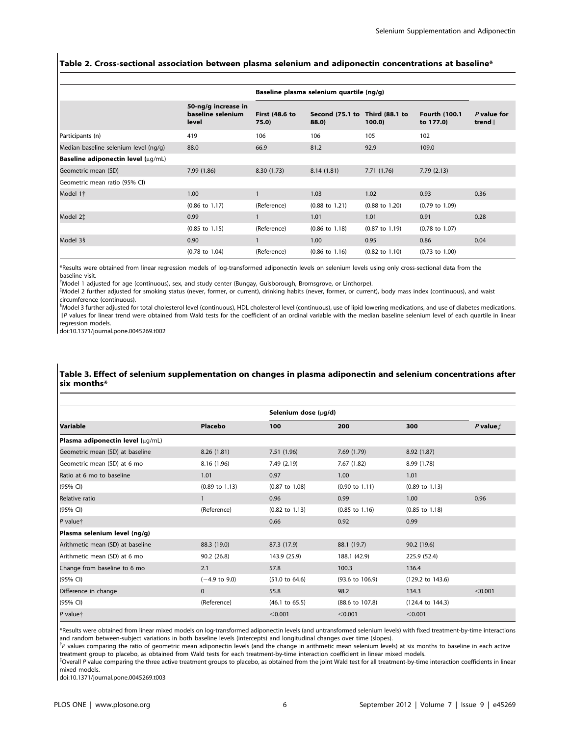**Table 2. Cross-sectional association between plasma selenium and adiponectin concentrations at baseline***

| | 50-ng/g increase in baseline selenium level | Baseline plasma selenium quartile (ng/g) | | | | P value for trend‖ |
|---|---|---|---|---|---|---|
| | | First (48.6 to 75.0) | Second (75.1 to 88.0) | Third (88.1 to 100.0) | Fourth (100.1 to 177.0) | |
| Participants (n) | 419 | 106 | 106 | 105 | 102 | |
| Median baseline selenium level (ng/g) | 88.0 | 66.9 | 81.2 | 92.9 | 109.0 | |
| **Baseline adiponectin level (μg/mL)** | | | | | | |
| Geometric mean (SD) | 7.99 (1.86) | 8.30 (1.73) | 8.14 (1.81) | 7.71 (1.76) | 7.79 (2.13) | |
| Geometric mean ratio (95% CI) | | | | | | |
| Model 1† | 1.00 | 1 | 1.03 | 1.02 | 0.93 | 0.36 |
| | (0.86 to 1.17) | (Reference) | (0.88 to 1.21) | (0.88 to 1.20) | (0.79 to 1.09) | |
| Model 2‡ | 0.99 | 1 | 1.01 | 1.01 | 0.91 | 0.28 |
| | (0.85 to 1.15) | (Reference) | (0.86 to 1.18) | (0.87 to 1.19) | (0.78 to 1.07) | |
| Model 3§ | 0.90 | 1 | 1.00 | 0.95 | 0.86 | 0.04 |
| | (0.78 to 1.04) | (Reference) | (0.86 to 1.16) | (0.82 to 1.10) | (0.73 to 1.00) | |

*Results were obtained from linear regression models of log-transformed adiponectin levels on selenium levels using only cross-sectional data from the baseline visit.

†Model 1 adjusted for age (continuous), sex, and study center (Bungay, Guisborough, Bromsgrove, or Linthorpe).

‡Model 2 further adjusted for smoking status (never, former, or current), drinking habits (never, former, or current), body mass index (continuous), and waist circumference (continuous).

§Model 3 further adjusted for total cholesterol level (continuous), HDL cholesterol level (continuous), use of lipid lowering medications, and use of diabetes medications.

‖P values for linear trend were obtained from Wald tests for the coefficient of an ordinal variable with the median baseline selenium level of each quartile in linear regression models.

doi:10.1371/journal.pone.0045269.t002

**Table 3. Effect of selenium supplementation on changes in plasma adiponectin and selenium concentrations after six months***

| Variable | Placebo | Selenium dose (μg/d) | | | P value‡ |
|---|---|---|---|---|---|
| | | 100 | 200 | 300 | |
| **Plasma adiponectin level (μg/mL)** | | | | | |
| Geometric mean (SD) at baseline | 8.26 (1.81) | 7.51 (1.96) | 7.69 (1.79) | 8.92 (1.87) | |
| Geometric mean (SD) at 6 mo | 8.16 (1.96) | 7.49 (2.19) | 7.67 (1.82) | 8.99 (1.78) | |
| Ratio at 6 mo to baseline | 1.01 | 0.97 | 1.00 | 1.01 | |
| (95% CI) | (0.89 to 1.13) | (0.87 to 1.08) | (0.90 to 1.11) | (0.89 to 1.13) | |
| Relative ratio | 1 | 0.96 | 0.99 | 1.00 | 0.96 |
| (95% CI) | (Reference) | (0.82 to 1.13) | (0.85 to 1.16) | (0.85 to 1.18) | |
| P value† | | 0.66 | 0.92 | 0.99 | |
| **Plasma selenium level (ng/g)** | | | | | |
| Arithmetic mean (SD) at baseline | 88.3 (19.0) | 87.3 (17.9) | 88.1 (19.7) | 90.2 (19.6) | |
| Arithmetic mean (SD) at 6 mo | 90.2 (26.8) | 143.9 (25.9) | 188.1 (42.9) | 225.9 (52.4) | |
| Change from baseline to 6 mo | 2.1 | 57.8 | 100.3 | 136.4 | |
| (95% CI) | (−4.9 to 9.0) | (51.0 to 64.6) | (93.6 to 106.9) | (129.2 to 143.6) | |
| Difference in change | 0 | 55.8 | 98.2 | 134.3 | <0.001 |
| (95% CI) | (Reference) | (46.1 to 65.5) | (88.6 to 107.8) | (124.4 to 144.3) | |
| P value† | | <0.001 | <0.001 | <0.001 | |

*Results were obtained from linear mixed models on log-transformed adiponectin levels (and untransformed selenium levels) with fixed treatment-by-time interactions and random between-subject variations in both baseline levels (intercepts) and longitudinal changes over time (slopes).

†P values comparing the ratio of geometric mean adiponectin levels (and the change in arithmetic mean selenium levels) at six months to baseline in each active treatment group to placebo, as obtained from Wald tests for each treatment-by-time interaction coefficient in linear mixed models.

‡Overall P value comparing the three active treatment groups to placebo, as obtained from the joint Wald test for all treatment-by-time interaction coefficients in linear mixed models.

doi:10.1371/journal.pone.0045269.t003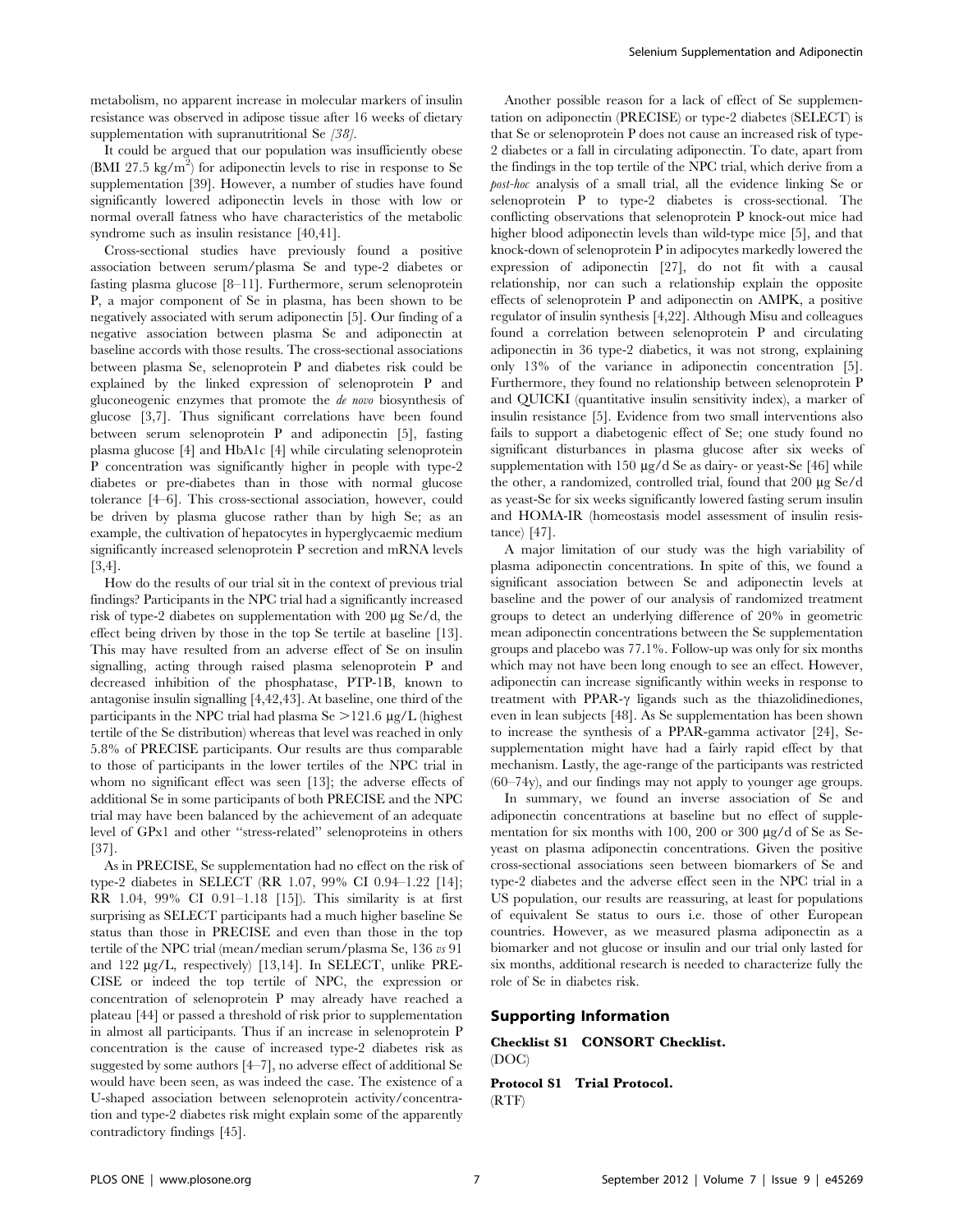metabolism, no apparent increase in molecular markers of insulin resistance was observed in adipose tissue after 16 weeks of dietary supplementation with supranutritional Se [38].

It could be argued that our population was insufficiently obese (BMI 27.5 $kg/m^2$) for adiponectin levels to rise in response to Se supplementation [39]. However, a number of studies have found significantly lowered adiponectin levels in those with low or normal overall fatness who have characteristics of the metabolic syndrome such as insulin resistance [40,41].

Cross-sectional studies have previously found a positive association between serum/plasma Se and type-2 diabetes or fasting plasma glucose [8–11]. Furthermore, serum selenoprotein P, a major component of Se in plasma, has been shown to be negatively associated with serum adiponectin [5]. Our finding of a negative association between plasma Se and adiponectin at baseline accords with those results. The cross-sectional associations between plasma Se, selenoprotein P and diabetes risk could be explained by the linked expression of selenoprotein P and gluconeogenic enzymes that promote the *de novo* biosynthesis of glucose [3,7]. Thus significant correlations have been found between serum selenoprotein P and adiponectin [5], fasting plasma glucose [4] and HbA1c [4] while circulating selenoprotein P concentration was significantly higher in people with type-2 diabetes or pre-diabetes than in those with normal glucose tolerance [4–6]. This cross-sectional association, however, could be driven by plasma glucose rather than by high Se; as an example, the cultivation of hepatocytes in hyperglycaemic medium significantly increased selenoprotein P secretion and mRNA levels [3,4].

How do the results of our trial sit in the context of previous trial findings? Participants in the NPC trial had a significantly increased risk of type-2 diabetes on supplementation with 200 µg Se/d, the effect being driven by those in the top Se tertile at baseline [13]. This may have resulted from an adverse effect of Se on insulin signalling, acting through raised plasma selenoprotein P and decreased inhibition of the phosphatase, PTP-1B, known to antagonise insulin signalling [4,42,43]. At baseline, one third of the participants in the NPC trial had plasma Se >121.6 µg/L (highest tertile of the Se distribution) whereas that level was reached in only 5.8% of PRECISE participants. Our results are thus comparable to those of participants in the lower tertiles of the NPC trial in whom no significant effect was seen [13]; the adverse effects of additional Se in some participants of both PRECISE and the NPC trial may have been balanced by the achievement of an adequate level of GPx1 and other "stress-related" selenoproteins in others [37].

As in PRECISE, Se supplementation had no effect on the risk of type-2 diabetes in SELECT (RR 1.07, 99% CI 0.94–1.22 [14]; RR 1.04, 99% CI 0.91–1.18 [15]). This similarity is at first surprising as SELECT participants had a much higher baseline Se status than those in PRECISE and even than those in the top tertile of the NPC trial (mean/median serum/plasma Se, 136 *vs* 91 and 122 µg/L, respectively) [13,14]. In SELECT, unlike PRECISE or indeed the top tertile of NPC, the expression or concentration of selenoprotein P may already have reached a plateau [44] or passed a threshold of risk prior to supplementation in almost all participants. Thus if an increase in selenoprotein P concentration is the cause of increased type-2 diabetes risk as suggested by some authors [4–7], no adverse effect of additional Se would have been seen, as was indeed the case. The existence of a U-shaped association between selenoprotein activity/concentration and type-2 diabetes risk might explain some of the apparently contradictory findings [45].

Another possible reason for a lack of effect of Se supplementation on adiponectin (PRECISE) or type-2 diabetes (SELECT) is that Se or selenoprotein P does not cause an increased risk of type-2 diabetes or a fall in circulating adiponectin. To date, apart from the findings in the top tertile of the NPC trial, which derive from a *post-hoc* analysis of a small trial, all the evidence linking Se or selenoprotein P to type-2 diabetes is cross-sectional. The conflicting observations that selenoprotein P knock-out mice had higher blood adiponectin levels than wild-type mice [5], and that knock-down of selenoprotein P in adipocytes markedly lowered the expression of adiponectin [27], do not fit with a causal relationship, nor can such a relationship explain the opposite effects of selenoprotein P and adiponectin on AMPK, a positive regulator of insulin synthesis [4,22]. Although Misu and colleagues found a correlation between selenoprotein P and circulating adiponectin in 36 type-2 diabetics, it was not strong, explaining only 13% of the variance in adiponectin concentration [5]. Furthermore, they found no relationship between selenoprotein P and QUICKI (quantitative insulin sensitivity index), a marker of insulin resistance [5]. Evidence from two small interventions also fails to support a diabetogenic effect of Se; one study found no significant disturbances in plasma glucose after six weeks of supplementation with 150 µg/d Se as dairy- or yeast-Se [46] while the other, a randomized, controlled trial, found that 200 µg Se/d as yeast-Se for six weeks significantly lowered fasting serum insulin and HOMA-IR (homeostasis model assessment of insulin resistance) [47].

A major limitation of our study was the high variability of plasma adiponectin concentrations. In spite of this, we found a significant association between Se and adiponectin levels at baseline and the power of our analysis of randomized treatment groups to detect an underlying difference of 20% in geometric mean adiponectin concentrations between the Se supplementation groups and placebo was 77.1%. Follow-up was only for six months which may not have been long enough to see an effect. However, adiponectin can increase significantly within weeks in response to treatment with PPAR-$\gamma$ ligands such as the thiazolidinediones, even in lean subjects [48]. As Se supplementation has been shown to increase the synthesis of a PPAR-gamma activator [24], Se-supplementation might have had a fairly rapid effect by that mechanism. Lastly, the age-range of the participants was restricted (60–74y), and our findings may not apply to younger age groups.

In summary, we found an inverse association of Se and adiponectin concentrations at baseline but no effect of supplementation for six months with 100, 200 or 300 µg/d of Se as Se-yeast on plasma adiponectin concentrations. Given the positive cross-sectional associations seen between biomarkers of Se and type-2 diabetes and the adverse effect seen in the NPC trial in a US population, our results are reassuring, at least for populations of equivalent Se status to ours i.e. those of other European countries. However, as we measured plasma adiponectin as a biomarker and not glucose or insulin and our trial only lasted for six months, additional research is needed to characterize fully the role of Se in diabetes risk.

## Supporting Information

**Checklist S1 CONSORT Checklist.**
(DOC)

**Protocol S1 Trial Protocol.**
(RTF)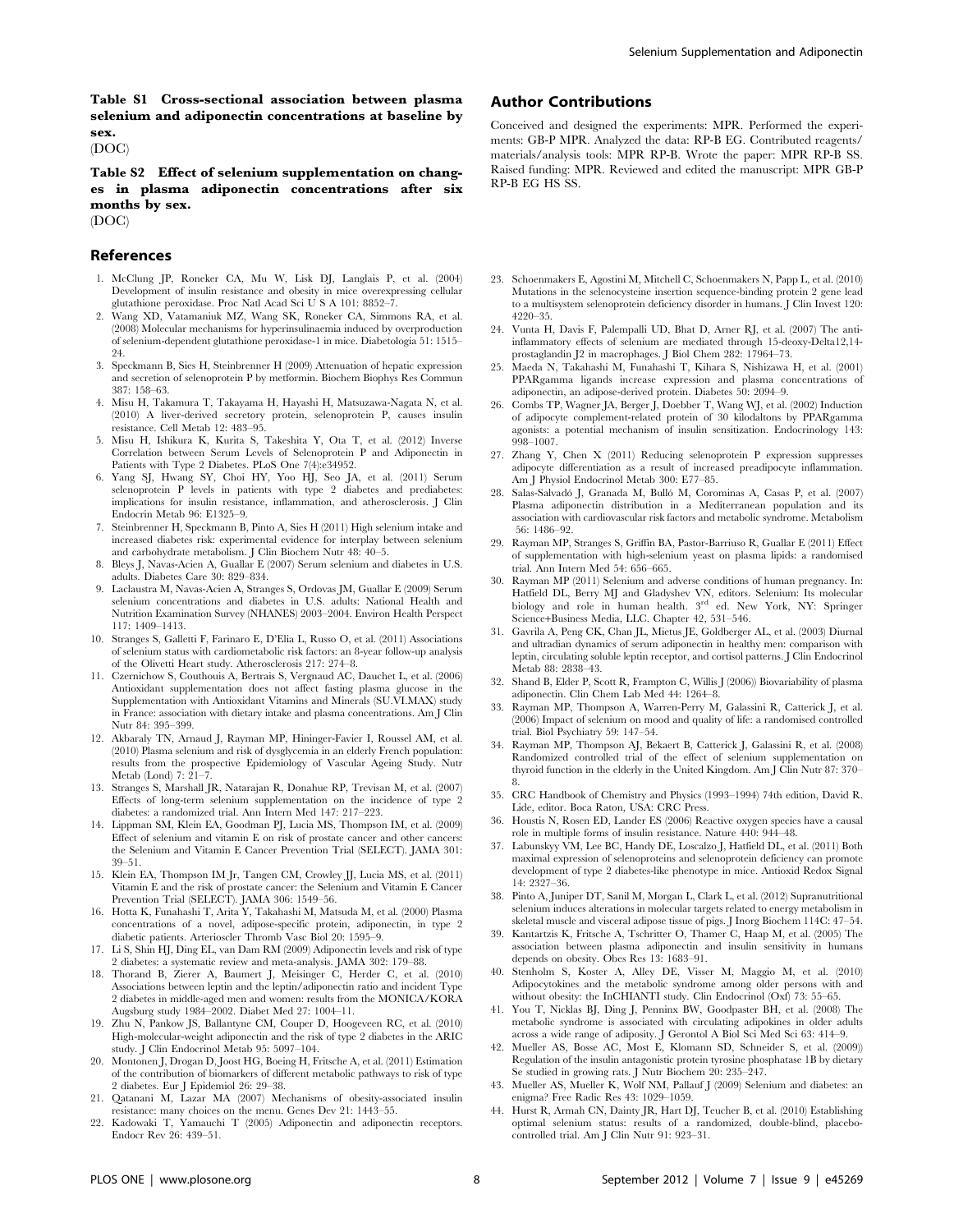**Table S1 Cross-sectional association between plasma selenium and adiponectin concentrations at baseline by sex.**
(DOC)

**Table S2 Effect of selenium supplementation on changes in plasma adiponectin concentrations after six months by sex.**
(DOC)

## Author Contributions

Conceived and designed the experiments: MPR. Performed the experiments: GB-P MPR. Analyzed the data: RP-B EG. Contributed reagents/materials/analysis tools: MPR RP-B. Wrote the paper: MPR RP-B SS. Raised funding: MPR. Reviewed and edited the manuscript: MPR GB-P RP-B EG HS SS.

## References

1. McClung JP, Roneker CA, Mu W, Lisk DJ, Langlais P, et al. (2004) Development of insulin resistance and obesity in mice overexpressing cellular glutathione peroxidase. Proc Natl Acad Sci U S A 101: 8852–7.
2. Wang XD, Vatamaniuk MZ, Wang SK, Roneker CA, Simmons RA, et al. (2008) Molecular mechanisms for hyperinsulinaemia induced by overproduction of selenium-dependent glutathione peroxidase-1 in mice. Diabetologia 51: 1515–24.
3. Speckmann B, Sies H, Steinbrenner H (2009) Attenuation of hepatic expression and secretion of selenoprotein P by metformin. Biochem Biophys Res Commun 387: 158–63.
4. Misu H, Takamura T, Takayama H, Hayashi H, Matsuzawa-Nagata N, et al. (2010) A liver-derived secretory protein, selenoprotein P, causes insulin resistance. Cell Metab 12: 483–95.
5. Misu H, Ishikura K, Kurita S, Takeshita Y, Ota T, et al. (2012) Inverse Correlation between Serum Levels of Selenoprotein P and Adiponectin in Patients with Type 2 Diabetes. PLoS One 7(4):e34952.
6. Yang SJ, Hwang SY, Choi HY, Yoo HJ, Seo JA, et al. (2011) Serum selenoprotein P levels in patients with type 2 diabetes and prediabetes: implications for insulin resistance, inflammation, and atherosclerosis. J Clin Endocrin Metab 96: E1325–9.
7. Steinbrenner H, Speckmann B, Pinto A, Sies H (2011) High selenium intake and increased diabetes risk: experimental evidence for interplay between selenium and carbohydrate metabolism. J Clin Biochem Nutr 48: 40–5.
8. Bleys J, Navas-Acien A, Guallar E (2007) Serum selenium and diabetes in U.S. adults. Diabetes Care 30: 829–834.
9. Laclaustra M, Navas-Acien A, Stranges S, Ordovas JM, Guallar E (2009) Serum selenium concentrations and diabetes in U.S. adults: National Health and Nutrition Examination Survey (NHANES) 2003–2004. Environ Health Perspect 117: 1409–1413.
10. Stranges S, Galletti F, Farinaro E, D'Elia L, Russo O, et al. (2011) Associations of selenium status with cardiometabolic risk factors: an 8-year follow-up analysis of the Olivetti Heart study. Atherosclerosis 217: 274–8.
11. Czernichow S, Couthouis A, Bertrais S, Vergnaud AC, Dauchet L, et al. (2006) Antioxidant supplementation does not affect fasting plasma glucose in the Supplementation with Antioxidant Vitamins and Minerals (SU.VI.MAX) study in France: association with dietary intake and plasma concentrations. Am J Clin Nutr 84: 395–399.
12. Akbaraly TN, Arnaud J, Rayman MP, Hininger-Favier I, Roussel AM, et al. (2010) Plasma selenium and risk of dysglycemia in an elderly French population: results from the prospective Epidemiology of Vascular Ageing Study. Nutr Metab (Lond) 7: 21–7.
13. Stranges S, Marshall JR, Natarajan R, Donahue RP, Trevisan M, et al. (2007) Effects of long-term selenium supplementation on the incidence of type 2 diabetes: a randomized trial. Ann Intern Med 147: 217–223.
14. Lippman SM, Klein EA, Goodman PJ, Lucia MS, Thompson IM, et al. (2009) Effect of selenium and vitamin E on risk of prostate cancer and other cancers: the Selenium and Vitamin E Cancer Prevention Trial (SELECT). JAMA 301: 39–51.
15. Klein EA, Thompson IM Jr, Tangen CM, Crowley JJ, Lucia MS, et al. (2011) Vitamin E and the risk of prostate cancer: the Selenium and Vitamin E Cancer Prevention Trial (SELECT). JAMA 306: 1549–56.
16. Hotta K, Funahashi T, Arita Y, Takahashi M, Matsuda M, et al. (2000) Plasma concentrations of a novel, adipose-specific protein, adiponectin, in type 2 diabetic patients. Arterioscler Thromb Vasc Biol 20: 1595–9.
17. Li S, Shin HJ, Ding EL, van Dam RM (2009) Adiponectin levels and risk of type 2 diabetes: a systematic review and meta-analysis. JAMA 302: 179–88.
18. Thorand B, Zierer A, Baumert J, Meisinger C, Herder C, et al. (2010) Associations between leptin and the leptin/adiponectin ratio and incident Type 2 diabetes in middle-aged men and women: results from the MONICA/KORA Augsburg study 1984–2002. Diabet Med 27: 1004–11.
19. Zhu N, Pankow JS, Ballantyne CM, Couper D, Hoogeveen RC, et al. (2010) High-molecular-weight adiponectin and the risk of type 2 diabetes in the ARIC study. J Clin Endocrinol Metab 95: 5097–104.
20. Montonen J, Drogan D, Joost HG, Boeing H, Fritsche A, et al. (2011) Estimation of the contribution of biomarkers of different metabolic pathways to risk of type 2 diabetes. Eur J Epidemiol 26: 29–38.
21. Qatanani M, Lazar MA (2007) Mechanisms of obesity-associated insulin resistance: many choices on the menu. Genes Dev 21: 1443–55.
22. Kadowaki T, Yamauchi T (2005) Adiponectin and adiponectin receptors. Endocr Rev 26: 439–51.
23. Schoenmakers E, Agostini M, Mitchell C, Schoenmakers N, Papp L, et al. (2010) Mutations in the selenocysteine insertion sequence-binding protein 2 gene lead to a multisystem selenoprotein deficiency disorder in humans. J Clin Invest 120: 4220–35.
24. Vunta H, Davis F, Palempalli UD, Bhat D, Arner RJ, et al. (2007) The anti-inflammatory effects of selenium are mediated through 15-deoxy-Delta12,14-prostaglandin J2 in macrophages. J Biol Chem 282: 17964–73.
25. Maeda N, Takahashi M, Funahashi T, Kihara S, Nishizawa H, et al. (2001) PPARgamma ligands increase expression and plasma concentrations of adiponectin, an adipose-derived protein. Diabetes 50: 2094–9.
26. Combs TP, Wagner JA, Berger J, Doebber T, Wang WJ, et al. (2002) Induction of adipocyte complement-related protein of 30 kilodaltons by PPARgamma agonists: a potential mechanism of insulin sensitization. Endocrinology 143: 998–1007.
27. Zhang Y, Chen X (2011) Reducing selenoprotein P expression suppresses adipocyte differentiation as a result of increased preadipocyte inflammation. Am J Physiol Endocrinol Metab 300: E77–85.
28. Salas-Salvadó J, Granada M, Bulló M, Corominas A, Casas P, et al. (2007) Plasma adiponectin distribution in a Mediterranean population and its association with cardiovascular risk factors and metabolic syndrome. Metabolism 56: 1486–92.
29. Rayman MP, Stranges S, Griffin BA, Pastor-Barriuso R, Guallar E (2011) Effect of supplementation with high-selenium yeast on plasma lipids: a randomised trial. Ann Intern Med 54: 656–665.
30. Rayman MP (2011) Selenium and adverse conditions of human pregnancy. In: Hatfield DL, Berry MJ and Gladyshev VN, editors. Selenium: Its molecular biology and role in human health. 3rd ed. New York, NY: Springer Science+Business Media, LLC. Chapter 42, 531–546.
31. Gavrila A, Peng CK, Chan JL, Mietus JE, Goldberger AL, et al. (2003) Diurnal and ultradian dynamics of serum adiponectin in healthy men: comparison with leptin, circulating soluble leptin receptor, and cortisol patterns. J Clin Endocrinol Metab 88: 2838–43.
32. Shand B, Elder P, Scott R, Frampton C, Willis J (2006)) Biovariability of plasma adiponectin. Clin Chem Lab Med 44: 1264–8.
33. Rayman MP, Thompson A, Warren-Perry M, Galassini R, Catterick J, et al. (2006) Impact of selenium on mood and quality of life: a randomised controlled trial. Biol Psychiatry 59: 147–54.
34. Rayman MP, Thompson AJ, Bekaert B, Catterick J, Galassini R, et al. (2008) Randomized controlled trial of the effect of selenium supplementation on thyroid function in the elderly in the United Kingdom. Am J Clin Nutr 87: 370–8.
35. CRC Handbook of Chemistry and Physics (1993–1994) 74th edition, David R. Lide, editor. Boca Raton, USA: CRC Press.
36. Houstis N, Rosen ED, Lander ES (2006) Reactive oxygen species have a causal role in multiple forms of insulin resistance. Nature 440: 944–48.
37. Labunskyy VM, Lee BC, Handy DE, Loscalzo J, Hatfield DL, et al. (2011) Both maximal expression of selenoproteins and selenoprotein deficiency can promote development of type 2 diabetes-like phenotype in mice. Antioxid Redox Signal 14: 2327–36.
38. Pinto A, Juniper DT, Sanil M, Morgan L, Clark L, et al. (2012) Supranutritional selenium induces alterations in molecular targets related to energy metabolism in skeletal muscle and visceral adipose tissue of pigs. J Inorg Biochem 114C: 47–54.
39. Kantartzis K, Fritsche A, Tschritter O, Thamer C, Haap M, et al. (2005) The association between plasma adiponectin and insulin sensitivity in humans depends on obesity. Obes Res 13: 1683–91.
40. Stenholm S, Koster A, Alley DE, Visser M, Maggio M, et al. (2010) Adipocytokines and the metabolic syndrome among older persons with and without obesity: the InCHIANTI study. Clin Endocrinol (Oxf) 73: 55–65.
41. You T, Nicklas BJ, Ding J, Penninx BW, Goodpaster BH, et al. (2008) The metabolic syndrome is associated with circulating adipokines in older adults across a wide range of adiposity. J Gerontol A Biol Sci Med Sci 63: 414–9.
42. Mueller AS, Bosse AC, Most E, Klomann SD, Schneider S, et al. (2009)) Regulation of the insulin antagonistic protein tyrosine phosphatase 1B by dietary Se studied in growing rats. J Nutr Biochem 20: 235–247.
43. Mueller AS, Mueller K, Wolf NM, Pallauf J (2009) Selenium and diabetes: an enigma? Free Radic Res 43: 1029–1059.
44. Hurst R, Armah CN, Dainty JR, Hart DJ, Teucher B, et al. (2010) Establishing optimal selenium status: results of a randomized, double-blind, placebo-controlled trial. Am J Clin Nutr 91: 923–31.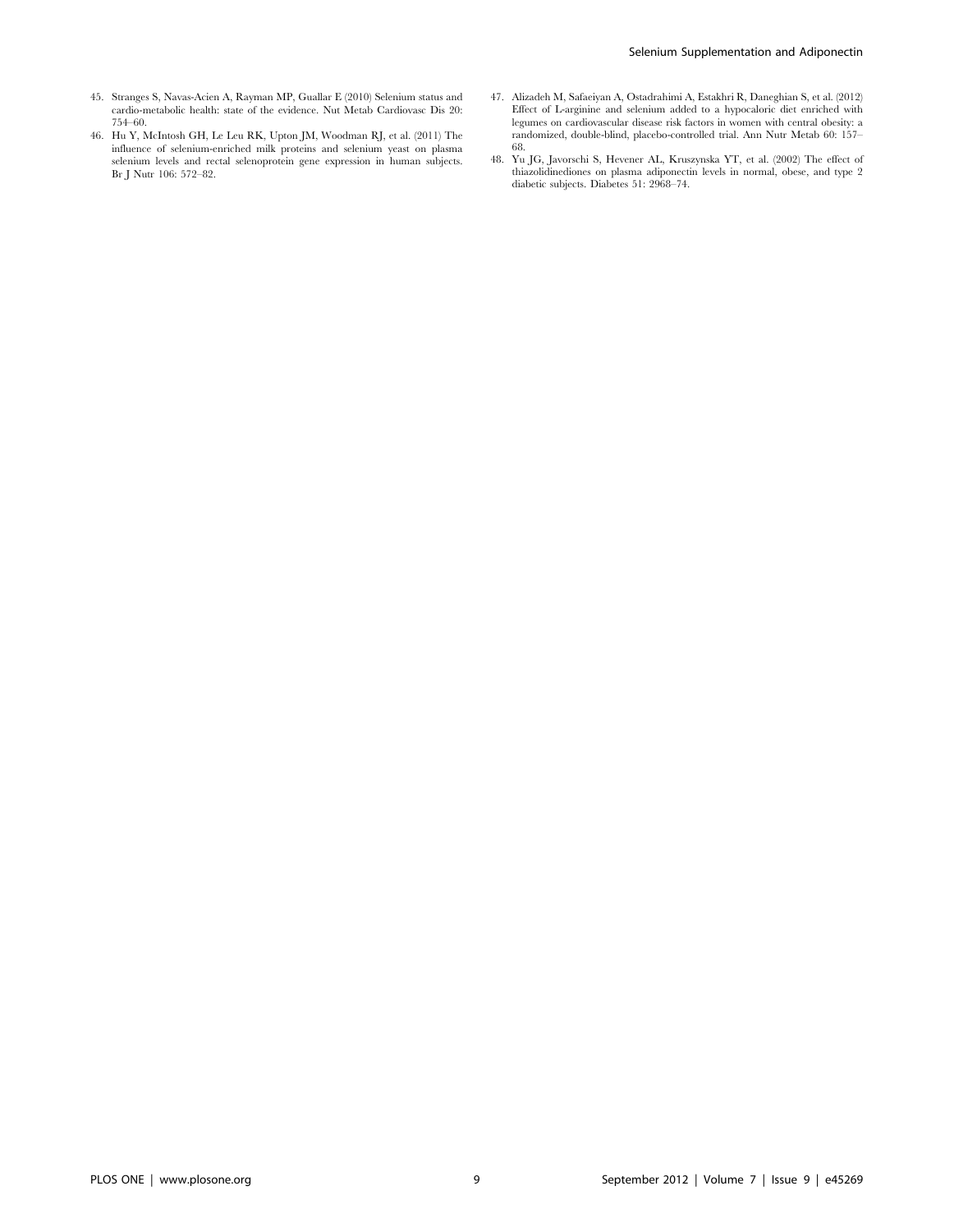45. Stranges S, Navas-Acien A, Rayman MP, Guallar E (2010) Selenium status and cardio-metabolic health: state of the evidence. Nut Metab Cardiovasc Dis 20: 754–60.
46. Hu Y, McIntosh GH, Le Leu RK, Upton JM, Woodman RJ, et al. (2011) The influence of selenium-enriched milk proteins and selenium yeast on plasma selenium levels and rectal selenoprotein gene expression in human subjects. Br J Nutr 106: 572–82.
47. Alizadeh M, Safaeiyan A, Ostadrahimi A, Estakhri R, Daneghian S, et al. (2012) Effect of L-arginine and selenium added to a hypocaloric diet enriched with legumes on cardiovascular disease risk factors in women with central obesity: a randomized, double-blind, placebo-controlled trial. Ann Nutr Metab 60: 157–68.
48. Yu JG, Javorschi S, Hevener AL, Kruszynska YT, et al. (2002) The effect of thiazolidinediones on plasma adiponectin levels in normal, obese, and type 2 diabetic subjects. Diabetes 51: 2968–74.